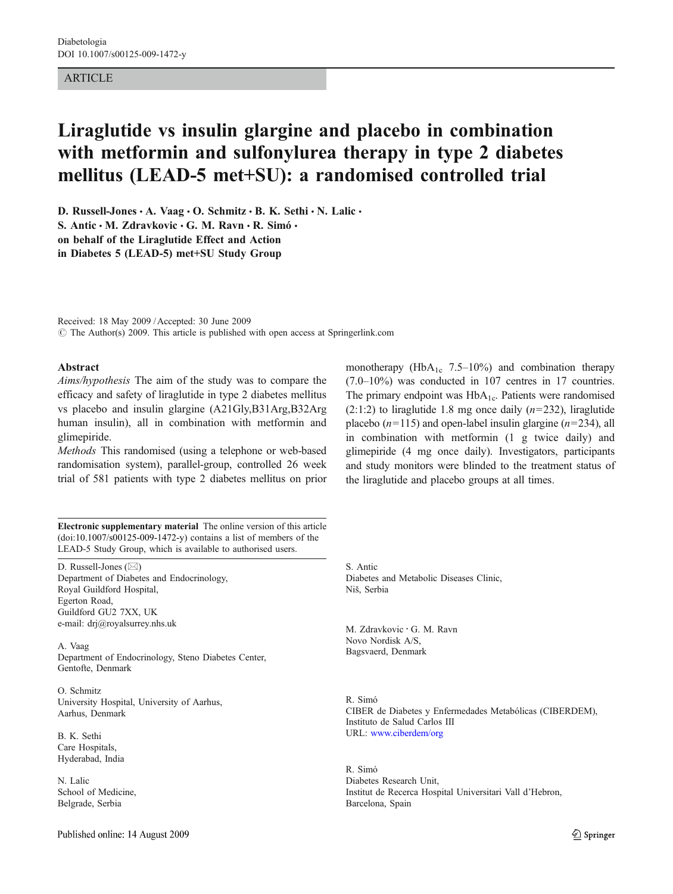Diabetologia
DOI 10.1007/s00125-009-1472-y

ARTICLE

# Liraglutide vs insulin glargine and placebo in combination with metformin and sulfonylurea therapy in type 2 diabetes mellitus (LEAD-5 met+SU): a randomised controlled trial

**D. Russell-Jones · A. Vaag · O. Schmitz · B. K. Sethi · N. Lalic · S. Antic · M. Zdravkovic · G. M. Ravn · R. Simó · on behalf of the Liraglutide Effect and Action in Diabetes 5 (LEAD-5) met+SU Study Group**

Received: 18 May 2009 / Accepted: 30 June 2009
© The Author(s) 2009. This article is published with open access at Springerlink.com

## Abstract

*Aims/hypothesis* The aim of the study was to compare the efficacy and safety of liraglutide in type 2 diabetes mellitus vs placebo and insulin glargine (A21Gly,B31Arg,B32Arg human insulin), all in combination with metformin and glimepiride.

*Methods* This randomised (using a telephone or web-based randomisation system), parallel-group, controlled 26 week trial of 581 patients with type 2 diabetes mellitus on prior monotherapy ($HbA_{1c}$ 7.5–10%) and combination therapy (7.0–10%) was conducted in 107 centres in 17 countries. The primary endpoint was $HbA_{1c}$. Patients were randomised (2:1:2) to liraglutide 1.8 mg once daily ($n$=232), liraglutide placebo ($n$=115) and open-label insulin glargine ($n$=234), all in combination with metformin (1 g twice daily) and glimepiride (4 mg once daily). Investigators, participants and study monitors were blinded to the treatment status of the liraglutide and placebo groups at all times.

**Electronic supplementary material** The online version of this article (doi:10.1007/s00125-009-1472-y) contains a list of members of the LEAD-5 Study Group, which is available to authorised users.

D. Russell-Jones (✉)
Department of Diabetes and Endocrinology,
Royal Guildford Hospital,
Egerton Road,
Guildford GU2 7XX, UK
e-mail: drj@royalsurrey.nhs.uk

A. Vaag
Department of Endocrinology, Steno Diabetes Center,
Gentofte, Denmark

O. Schmitz
University Hospital, University of Aarhus,
Aarhus, Denmark

B. K. Sethi
Care Hospitals,
Hyderabad, India

N. Lalic
School of Medicine,
Belgrade, Serbia

S. Antic
Diabetes and Metabolic Diseases Clinic,
Niš, Serbia

M. Zdravkovic · G. M. Ravn
Novo Nordisk A/S,
Bagsvaerd, Denmark

R. Simó
CIBER de Diabetes y Enfermedades Metabólicas (CIBERDEM),
Instituto de Salud Carlos III
URL: www.ciberdem/org

R. Simó
Diabetes Research Unit,
Institut de Recerca Hospital Universitari Vall d'Hebron,
Barcelona, Spain

Published online: 14 August 2009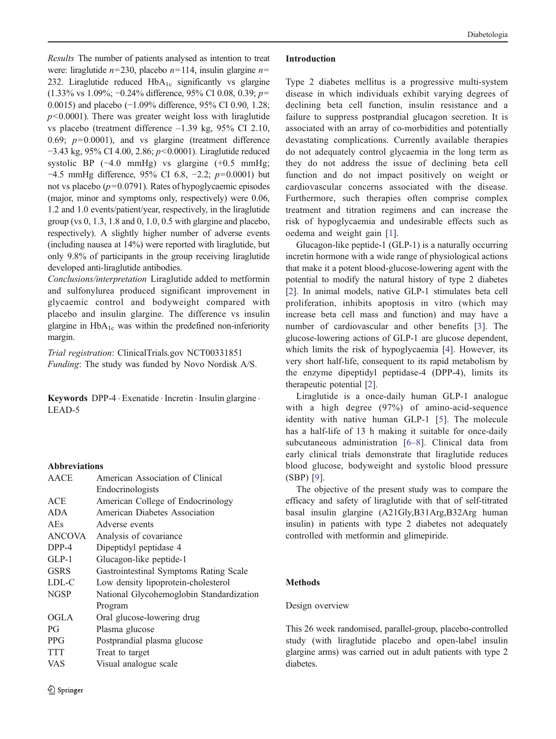*Results* The number of patients analysed as intention to treat were: liraglutide $n$=230, placebo $n$=114, insulin glargine $n$= 232. Liraglutide reduced $HbA_{1c}$ significantly vs glargine (1.33% vs 1.09%; −0.24% difference, 95% CI 0.08, 0.39; $p$= 0.0015) and placebo (−1.09% difference, 95% CI 0.90, 1.28; $p<0.0001$). There was greater weight loss with liraglutide vs placebo (treatment difference –1.39 kg, 95% CI 2.10, 0.69; $p$=0.0001), and vs glargine (treatment difference −3.43 kg, 95% CI 4.00, 2.86; $p<0.0001$). Liraglutide reduced systolic BP (−4.0 mmHg) vs glargine (+0.5 mmHg; −4.5 mmHg difference, 95% CI 6.8, −2.2; $p$=0.0001) but not vs placebo ($p$=0.0791). Rates of hypoglycaemic episodes (major, minor and symptoms only, respectively) were 0.06, 1.2 and 1.0 events/patient/year, respectively, in the liraglutide group (vs 0, 1.3, 1.8 and 0, 1.0, 0.5 with glargine and placebo, respectively). A slightly higher number of adverse events (including nausea at 14%) were reported with liraglutide, but only 9.8% of participants in the group receiving liraglutide developed anti-liraglutide antibodies.

*Conclusions/interpretation* Liraglutide added to metformin and sulfonylurea produced significant improvement in glycaemic control and bodyweight compared with placebo and insulin glargine. The difference vs insulin glargine in $HbA_{1c}$ was within the predefined non-inferiority margin.

*Trial registration*: ClinicalTrials.gov NCT00331851

*Funding*: The study was funded by Novo Nordisk A/S.

**Keywords** DPP-4 · Exenatide · Incretin · Insulin glargine · LEAD-5

**Abbreviations**

| | |
|---|---|
| AACE | American Association of Clinical Endocrinologists |
| ACE | American College of Endocrinology |
| ADA | American Diabetes Association |
| AEs | Adverse events |
| ANCOVA | Analysis of covariance |
| DPP-4 | Dipeptidyl peptidase 4 |
| GLP-1 | Glucagon-like peptide-1 |
| GSRS | Gastrointestinal Symptoms Rating Scale |
| LDL-C | Low density lipoprotein-cholesterol |
| NGSP | National Glycohemoglobin Standardization Program |
| OGLA | Oral glucose-lowering drug |
| PG | Plasma glucose |
| PPG | Postprandial plasma glucose |
| TTT | Treat to target |
| VAS | Visual analogue scale |

## Introduction

Type 2 diabetes mellitus is a progressive multi-system disease in which individuals exhibit varying degrees of declining beta cell function, insulin resistance and a failure to suppress postprandial glucagon secretion. It is associated with an array of co-morbidities and potentially devastating complications. Currently available therapies do not adequately control glycaemia in the long term as they do not address the issue of declining beta cell function and do not impact positively on weight or cardiovascular concerns associated with the disease. Furthermore, such therapies often comprise complex treatment and titration regimens and can increase the risk of hypoglycaemia and undesirable effects such as oedema and weight gain [1].

Glucagon-like peptide-1 (GLP-1) is a naturally occurring incretin hormone with a wide range of physiological actions that make it a potent blood-glucose-lowering agent with the potential to modify the natural history of type 2 diabetes [2]. In animal models, native GLP-1 stimulates beta cell proliferation, inhibits apoptosis in vitro (which may increase beta cell mass and function) and may have a number of cardiovascular and other benefits [3]. The glucose-lowering actions of GLP-1 are glucose dependent, which limits the risk of hypoglycaemia [4]. However, its very short half-life, consequent to its rapid metabolism by the enzyme dipeptidyl peptidase-4 (DPP-4), limits its therapeutic potential [2].

Liraglutide is a once-daily human GLP-1 analogue with a high degree (97%) of amino-acid-sequence identity with native human GLP-1 [5]. The molecule has a half-life of 13 h making it suitable for once-daily subcutaneous administration [6–8]. Clinical data from early clinical trials demonstrate that liraglutide reduces blood glucose, bodyweight and systolic blood pressure (SBP) [9].

The objective of the present study was to compare the efficacy and safety of liraglutide with that of self-titrated basal insulin glargine (A21Gly,B31Arg,B32Arg human insulin) in patients with type 2 diabetes not adequately controlled with metformin and glimepiride.

## Methods

### Design overview

This 26 week randomised, parallel-group, placebo-controlled study (with liraglutide placebo and open-label insulin glargine arms) was carried out in adult patients with type 2 diabetes.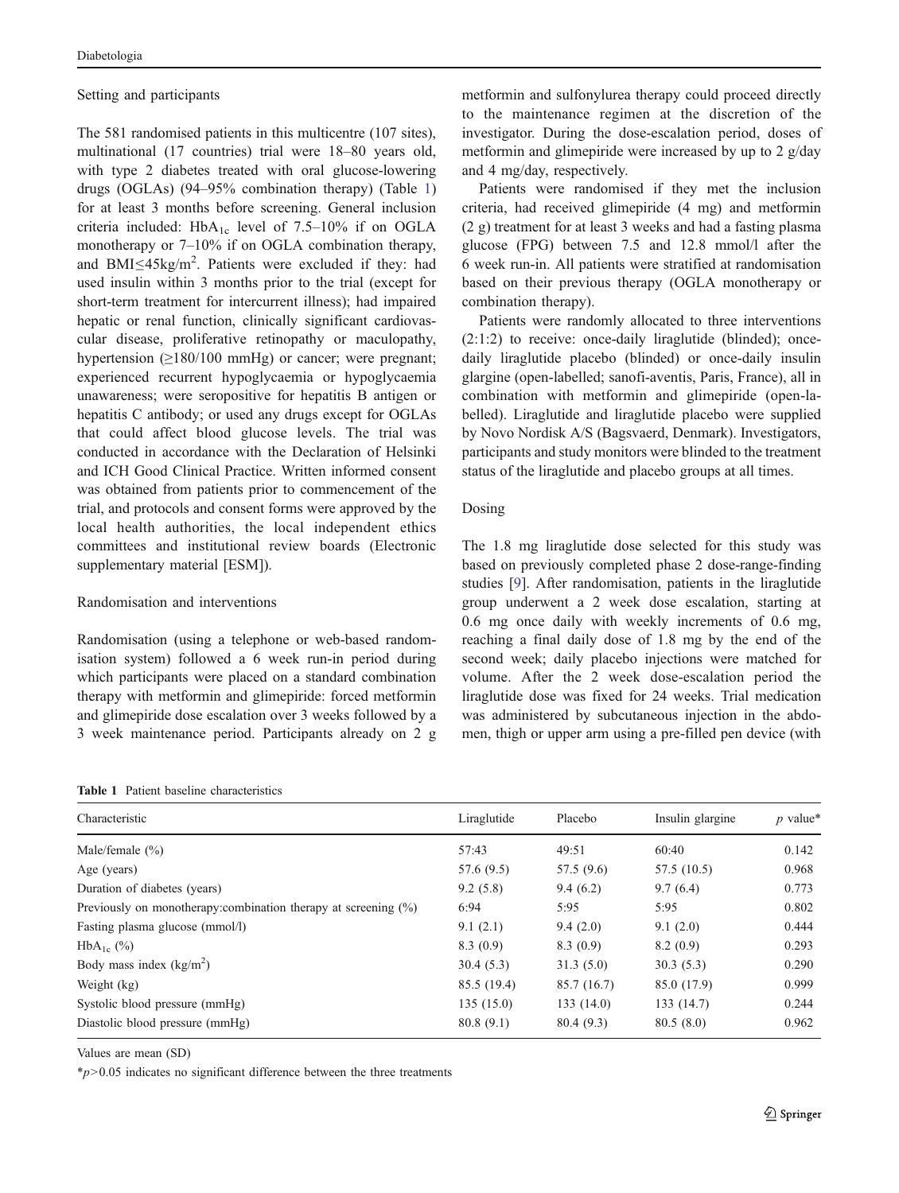### Setting and participants

The 581 randomised patients in this multicentre (107 sites), multinational (17 countries) trial were 18–80 years old, with type 2 diabetes treated with oral glucose-lowering drugs (OGLAs) (94–95% combination therapy) (Table 1) for at least 3 months before screening. General inclusion criteria included: $HbA_{1c}$ level of 7.5–10% if on OGLA monotherapy or 7–10% if on OGLA combination therapy, and BMI≤45kg/m$^2$. Patients were excluded if they: had used insulin within 3 months prior to the trial (except for short-term treatment for intercurrent illness); had impaired hepatic or renal function, clinically significant cardiovascular disease, proliferative retinopathy or maculopathy, hypertension (≥180/100 mmHg) or cancer; were pregnant; experienced recurrent hypoglycaemia or hypoglycaemia unawareness; were seropositive for hepatitis B antigen or hepatitis C antibody; or used any drugs except for OGLAs that could affect blood glucose levels. The trial was conducted in accordance with the Declaration of Helsinki and ICH Good Clinical Practice. Written informed consent was obtained from patients prior to commencement of the trial, and protocols and consent forms were approved by the local health authorities, the local independent ethics committees and institutional review boards (Electronic supplementary material [ESM]).

### Randomisation and interventions

Randomisation (using a telephone or web-based randomisation system) followed a 6 week run-in period during which participants were placed on a standard combination therapy with metformin and glimepiride: forced metformin and glimepiride dose escalation over 3 weeks followed by a 3 week maintenance period. Participants already on 2 g metformin and sulfonylurea therapy could proceed directly to the maintenance regimen at the discretion of the investigator. During the dose-escalation period, doses of metformin and glimepiride were increased by up to 2 g/day and 4 mg/day, respectively.

Patients were randomised if they met the inclusion criteria, had received glimepiride (4 mg) and metformin (2 g) treatment for at least 3 weeks and had a fasting plasma glucose (FPG) between 7.5 and 12.8 mmol/l after the 6 week run-in. All patients were stratified at randomisation based on their previous therapy (OGLA monotherapy or combination therapy).

Patients were randomly allocated to three interventions (2:1:2) to receive: once-daily liraglutide (blinded); once-daily liraglutide placebo (blinded) or once-daily insulin glargine (open-labelled; sanofi-aventis, Paris, France), all in combination with metformin and glimepiride (open-labelled). Liraglutide and liraglutide placebo were supplied by Novo Nordisk A/S (Bagsvaerd, Denmark). Investigators, participants and study monitors were blinded to the treatment status of the liraglutide and placebo groups at all times.

### Dosing

The 1.8 mg liraglutide dose selected for this study was based on previously completed phase 2 dose-range-finding studies [9]. After randomisation, patients in the liraglutide group underwent a 2 week dose escalation, starting at 0.6 mg once daily with weekly increments of 0.6 mg, reaching a final daily dose of 1.8 mg by the end of the second week; daily placebo injections were matched for volume. After the 2 week dose-escalation period the liraglutide dose was fixed for 24 weeks. Trial medication was administered by subcutaneous injection in the abdomen, thigh or upper arm using a pre-filled pen device (with

**Table 1** Patient baseline characteristics

| Characteristic | Liraglutide | Placebo | Insulin glargine | $p$ value* |
|---|---|---|---|---|
| Male/female (%) | 57:43 | 49:51 | 60:40 | 0.142 |
| Age (years) | 57.6 (9.5) | 57.5 (9.6) | 57.5 (10.5) | 0.968 |
| Duration of diabetes (years) | 9.2 (5.8) | 9.4 (6.2) | 9.7 (6.4) | 0.773 |
| Previously on monotherapy:combination therapy at screening (%) | 6:94 | 5:95 | 5:95 | 0.802 |
| Fasting plasma glucose (mmol/l) | 9.1 (2.1) | 9.4 (2.0) | 9.1 (2.0) | 0.444 |
| $HbA_{1c}$ (%) | 8.3 (0.9) | 8.3 (0.9) | 8.2 (0.9) | 0.293 |
| Body mass index (kg/m$^2$) | 30.4 (5.3) | 31.3 (5.0) | 30.3 (5.3) | 0.290 |
| Weight (kg) | 85.5 (19.4) | 85.7 (16.7) | 85.0 (17.9) | 0.999 |
| Systolic blood pressure (mmHg) | 135 (15.0) | 133 (14.0) | 133 (14.7) | 0.244 |
| Diastolic blood pressure (mmHg) | 80.8 (9.1) | 80.4 (9.3) | 80.5 (8.0) | 0.962 |

Values are mean (SD)

*$p > 0.05$ indicates no significant difference between the three treatments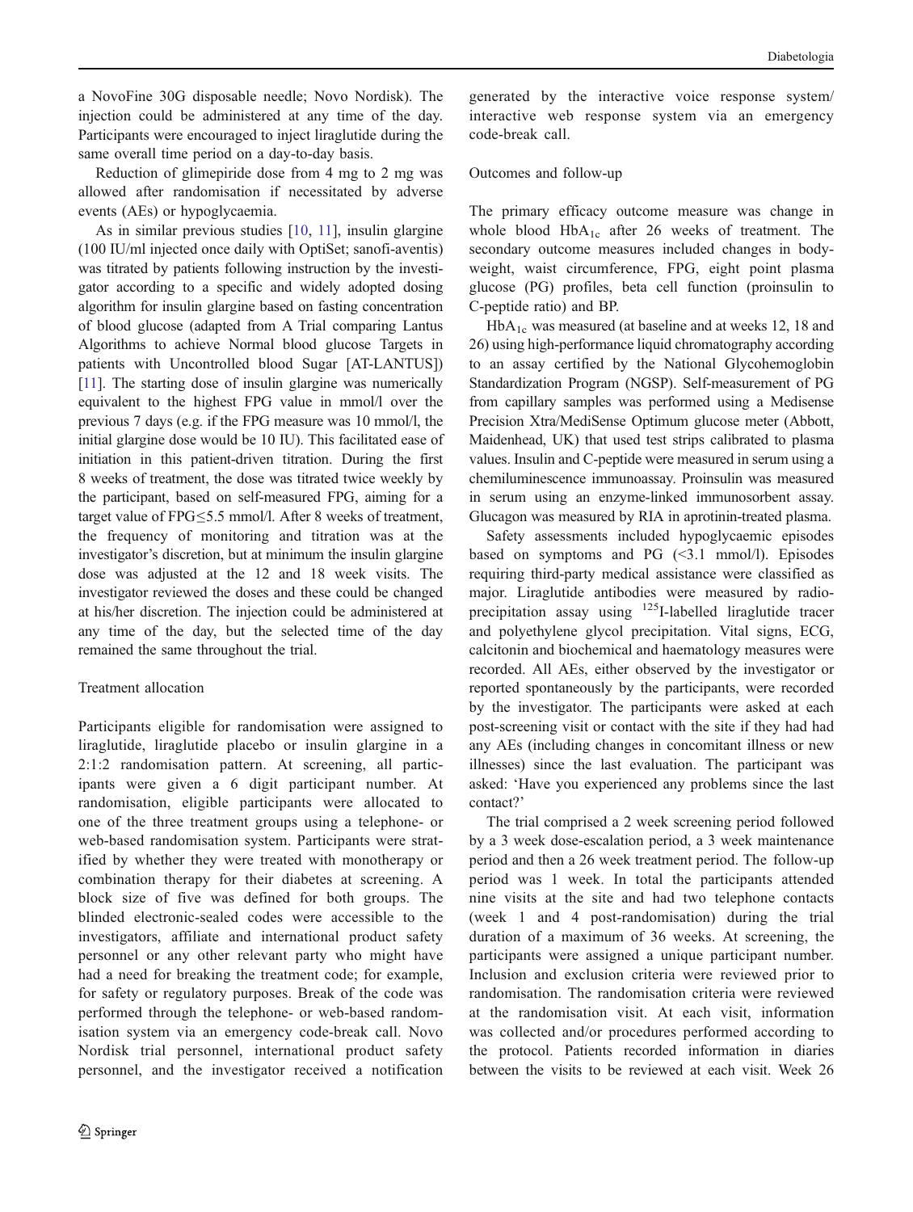a NovoFine 30G disposable needle; Novo Nordisk). The injection could be administered at any time of the day. Participants were encouraged to inject liraglutide during the same overall time period on a day-to-day basis.

Reduction of glimepiride dose from 4 mg to 2 mg was allowed after randomisation if necessitated by adverse events (AEs) or hypoglycaemia.

As in similar previous studies [10, 11], insulin glargine (100 IU/ml injected once daily with OptiSet; sanofi-aventis) was titrated by patients following instruction by the investigator according to a specific and widely adopted dosing algorithm for insulin glargine based on fasting concentration of blood glucose (adapted from A Trial comparing Lantus Algorithms to achieve Normal blood glucose Targets in patients with Uncontrolled blood Sugar [AT-LANTUS]) [11]. The starting dose of insulin glargine was numerically equivalent to the highest FPG value in mmol/l over the previous 7 days (e.g. if the FPG measure was 10 mmol/l, the initial glargine dose would be 10 IU). This facilitated ease of initiation in this patient-driven titration. During the first 8 weeks of treatment, the dose was titrated twice weekly by the participant, based on self-measured FPG, aiming for a target value of FPG≤5.5 mmol/l. After 8 weeks of treatment, the frequency of monitoring and titration was at the investigator's discretion, but at minimum the insulin glargine dose was adjusted at the 12 and 18 week visits. The investigator reviewed the doses and these could be changed at his/her discretion. The injection could be administered at any time of the day, but the selected time of the day remained the same throughout the trial.

## Treatment allocation

Participants eligible for randomisation were assigned to liraglutide, liraglutide placebo or insulin glargine in a 2:1:2 randomisation pattern. At screening, all participants were given a 6 digit participant number. At randomisation, eligible participants were allocated to one of the three treatment groups using a telephone- or web-based randomisation system. Participants were stratified by whether they were treated with monotherapy or combination therapy for their diabetes at screening. A block size of five was defined for both groups. The blinded electronic-sealed codes were accessible to the investigators, affiliate and international product safety personnel or any other relevant party who might have had a need for breaking the treatment code; for example, for safety or regulatory purposes. Break of the code was performed through the telephone- or web-based randomisation system via an emergency code-break call. Novo Nordisk trial personnel, international product safety personnel, and the investigator received a notification generated by the interactive voice response system/interactive web response system via an emergency code-break call.

## Outcomes and follow-up

The primary efficacy outcome measure was change in whole blood $HbA_{1c}$ after 26 weeks of treatment. The secondary outcome measures included changes in bodyweight, waist circumference, FPG, eight point plasma glucose (PG) profiles, beta cell function (proinsulin to C-peptide ratio) and BP.

$HbA_{1c}$ was measured (at baseline and at weeks 12, 18 and 26) using high-performance liquid chromatography according to an assay certified by the National Glycohemoglobin Standardization Program (NGSP). Self-measurement of PG from capillary samples was performed using a Medisense Precision Xtra/MediSense Optimum glucose meter (Abbott, Maidenhead, UK) that used test strips calibrated to plasma values. Insulin and C-peptide were measured in serum using a chemiluminescence immunoassay. Proinsulin was measured in serum using an enzyme-linked immunosorbent assay. Glucagon was measured by RIA in aprotinin-treated plasma.

Safety assessments included hypoglycaemic episodes based on symptoms and PG (<3.1 mmol/l). Episodes requiring third-party medical assistance were classified as major. Liraglutide antibodies were measured by radioprecipitation assay using $^{125}$I-labelled liraglutide tracer and polyethylene glycol precipitation. Vital signs, ECG, calcitonin and biochemical and haematology measures were recorded. All AEs, either observed by the investigator or reported spontaneously by the participants, were recorded by the investigator. The participants were asked at each post-screening visit or contact with the site if they had had any AEs (including changes in concomitant illness or new illnesses) since the last evaluation. The participant was asked: 'Have you experienced any problems since the last contact?'

The trial comprised a 2 week screening period followed by a 3 week dose-escalation period, a 3 week maintenance period and then a 26 week treatment period. The follow-up period was 1 week. In total the participants attended nine visits at the site and had two telephone contacts (week 1 and 4 post-randomisation) during the trial duration of a maximum of 36 weeks. At screening, the participants were assigned a unique participant number. Inclusion and exclusion criteria were reviewed prior to randomisation. The randomisation criteria were reviewed at the randomisation visit. At each visit, information was collected and/or procedures performed according to the protocol. Patients recorded information in diaries between the visits to be reviewed at each visit. Week 26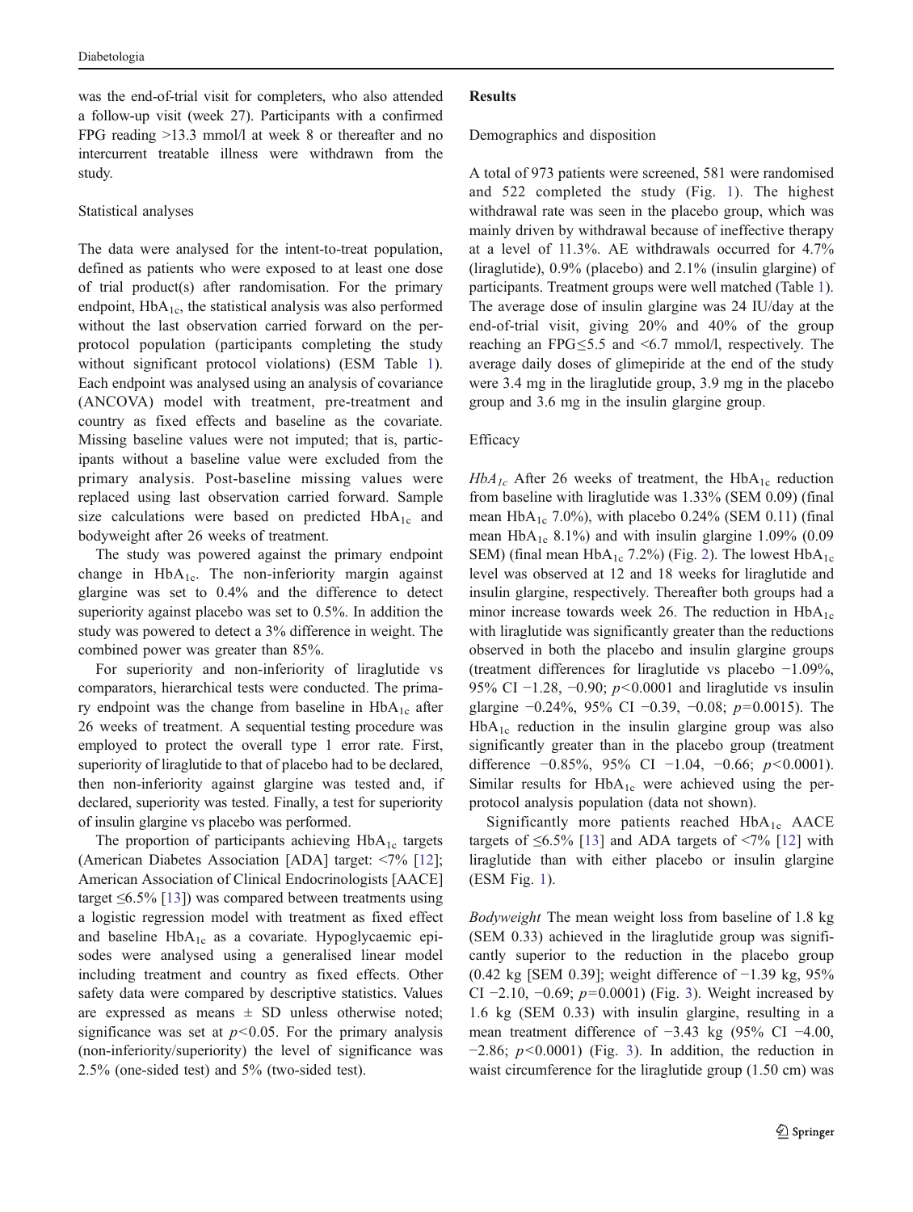was the end-of-trial visit for completers, who also attended a follow-up visit (week 27). Participants with a confirmed FPG reading >13.3 mmol/l at week 8 or thereafter and no intercurrent treatable illness were withdrawn from the study.

### Statistical analyses

The data were analysed for the intent-to-treat population, defined as patients who were exposed to at least one dose of trial product(s) after randomisation. For the primary endpoint, $HbA_{1c}$, the statistical analysis was also performed without the last observation carried forward on the per-protocol population (participants completing the study without significant protocol violations) (ESM Table 1). Each endpoint was analysed using an analysis of covariance (ANCOVA) model with treatment, pre-treatment and country as fixed effects and baseline as the covariate. Missing baseline values were not imputed; that is, participants without a baseline value were excluded from the primary analysis. Post-baseline missing values were replaced using last observation carried forward. Sample size calculations were based on predicted $HbA_{1c}$ and bodyweight after 26 weeks of treatment.

The study was powered against the primary endpoint change in $HbA_{1c}$. The non-inferiority margin against glargine was set to 0.4% and the difference to detect superiority against placebo was set to 0.5%. In addition the study was powered to detect a 3% difference in weight. The combined power was greater than 85%.

For superiority and non-inferiority of liraglutide vs comparators, hierarchical tests were conducted. The primary endpoint was the change from baseline in $HbA_{1c}$ after 26 weeks of treatment. A sequential testing procedure was employed to protect the overall type 1 error rate. First, superiority of liraglutide to that of placebo had to be declared, then non-inferiority against glargine was tested and, if declared, superiority was tested. Finally, a test for superiority of insulin glargine vs placebo was performed.

The proportion of participants achieving $HbA_{1c}$ targets (American Diabetes Association [ADA] target: <7% [12]; American Association of Clinical Endocrinologists [AACE] target ≤6.5% [13]) was compared between treatments using a logistic regression model with treatment as fixed effect and baseline $HbA_{1c}$ as a covariate. Hypoglycaemic episodes were analysed using a generalised linear model including treatment and country as fixed effects. Other safety data were compared by descriptive statistics. Values are expressed as means ± SD unless otherwise noted; significance was set at $p<0.05$. For the primary analysis (non-inferiority/superiority) the level of significance was 2.5% (one-sided test) and 5% (two-sided test).

## Results

### Demographics and disposition

A total of 973 patients were screened, 581 were randomised and 522 completed the study (Fig. 1). The highest withdrawal rate was seen in the placebo group, which was mainly driven by withdrawal because of ineffective therapy at a level of 11.3%. AE withdrawals occurred for 4.7% (liraglutide), 0.9% (placebo) and 2.1% (insulin glargine) of participants. Treatment groups were well matched (Table 1). The average dose of insulin glargine was 24 IU/day at the end-of-trial visit, giving 20% and 40% of the group reaching an FPG≤5.5 and <6.7 mmol/l, respectively. The average daily doses of glimepiride at the end of the study were 3.4 mg in the liraglutide group, 3.9 mg in the placebo group and 3.6 mg in the insulin glargine group.

### Efficacy

*$HbA_{1c}$* After 26 weeks of treatment, the $HbA_{1c}$ reduction from baseline with liraglutide was 1.33% (SEM 0.09) (final mean $HbA_{1c}$ 7.0%), with placebo 0.24% (SEM 0.11) (final mean $HbA_{1c}$ 8.1%) and with insulin glargine 1.09% (0.09 SEM) (final mean $HbA_{1c}$ 7.2%) (Fig. 2). The lowest $HbA_{1c}$ level was observed at 12 and 18 weeks for liraglutide and insulin glargine, respectively. Thereafter both groups had a minor increase towards week 26. The reduction in $HbA_{1c}$ with liraglutide was significantly greater than the reductions observed in both the placebo and insulin glargine groups (treatment differences for liraglutide vs placebo −1.09%, 95% CI −1.28, −0.90; $p<0.0001$ and liraglutide vs insulin glargine −0.24%, 95% CI −0.39, −0.08; $p=0.0015$). The $HbA_{1c}$ reduction in the insulin glargine group was also significantly greater than in the placebo group (treatment difference −0.85%, 95% CI −1.04, −0.66; $p<0.0001$). Similar results for $HbA_{1c}$ were achieved using the per-protocol analysis population (data not shown).

Significantly more patients reached $HbA_{1c}$ AACE targets of ≤6.5% [13] and ADA targets of <7% [12] with liraglutide than with either placebo or insulin glargine (ESM Fig. 1).

*Bodyweight* The mean weight loss from baseline of 1.8 kg (SEM 0.33) achieved in the liraglutide group was significantly superior to the reduction in the placebo group (0.42 kg [SEM 0.39]; weight difference of −1.39 kg, 95% CI −2.10, −0.69; $p=0.0001$) (Fig. 3). Weight increased by 1.6 kg (SEM 0.33) with insulin glargine, resulting in a mean treatment difference of −3.43 kg (95% CI −4.00, −2.86; $p<0.0001$) (Fig. 3). In addition, the reduction in waist circumference for the liraglutide group (1.50 cm) was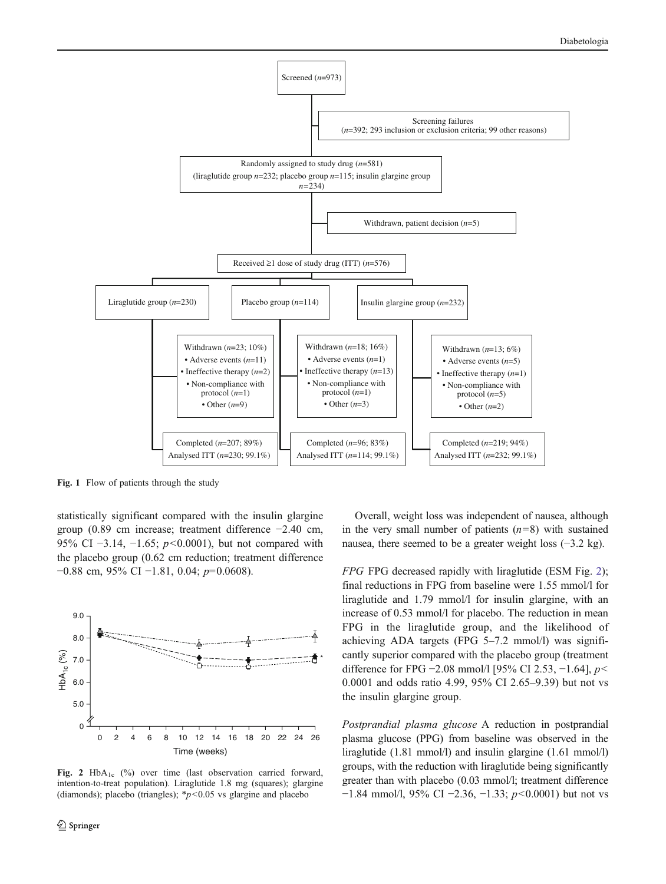Screened (*n*=973)

Screening failures (*n*=392; 293 inclusion or exclusion criteria; 99 other reasons)

Randomly assigned to study drug (*n*=581) (liraglutide group *n*=232; placebo group *n*=115; insulin glargine group *n*=234)

Withdrawn, patient decision (*n*=5)

Received ≥1 dose of study drug (ITT) (*n*=576)

| Liraglutide group (*n*=230) | Placebo group (*n*=114) | Insulin glargine group (*n*=232) |
| --- | --- | --- |
| Withdrawn (*n*=23; 10%) • Adverse events (*n*=11) • Ineffective therapy (*n*=2) • Non-compliance with protocol (*n*=1) • Other (*n*=9) | Withdrawn (*n*=18; 16%) • Adverse events (*n*=1) • Ineffective therapy (*n*=13) • Non-compliance with protocol (*n*=1) • Other (*n*=3) | Withdrawn (*n*=13; 6%) • Adverse events (*n*=5) • Ineffective therapy (*n*=1) • Non-compliance with protocol (*n*=5) • Other (*n*=2) |
| Completed (*n*=207; 89%) Analysed ITT (*n*=230; 99.1%) | Completed (*n*=96; 83%) Analysed ITT (*n*=114; 99.1%) | Completed (*n*=219; 94%) Analysed ITT (*n*=232; 99.1%) |

**Fig. 1** Flow of patients through the study

statistically significant compared with the insulin glargine group (0.89 cm increase; treatment difference −2.40 cm, 95% CI −3.14, −1.65; $p<0.0001$), but not compared with the placebo group (0.62 cm reduction; treatment difference −0.88 cm, 95% CI −1.81, 0.04; $p=0.0608$).

**Fig. 2** $HbA_{1c}$ (%) over time (last observation carried forward, intention-to-treat population). Liraglutide 1.8 mg (squares); glargine (diamonds); placebo (triangles); *$p<0.05$ vs glargine and placebo

Overall, weight loss was independent of nausea, although in the very small number of patients ($n=8$) with sustained nausea, there seemed to be a greater weight loss (−3.2 kg).

*FPG* FPG decreased rapidly with liraglutide (ESM Fig. 2); final reductions in FPG from baseline were 1.55 mmol/l for liraglutide and 1.79 mmol/l for insulin glargine, with an increase of 0.53 mmol/l for placebo. The reduction in mean FPG in the liraglutide group, and the likelihood of achieving ADA targets (FPG 5–7.2 mmol/l) was significantly superior compared with the placebo group (treatment difference for FPG −2.08 mmol/l [95% CI 2.53, −1.64], $p<0.0001$ and odds ratio 4.99, 95% CI 2.65–9.39) but not vs the insulin glargine group.

*Postprandial plasma glucose* A reduction in postprandial plasma glucose (PPG) from baseline was observed in the liraglutide (1.81 mmol/l) and insulin glargine (1.61 mmol/l) groups, with the reduction with liraglutide being significantly greater than with placebo (0.03 mmol/l; treatment difference −1.84 mmol/l, 95% CI −2.36, −1.33; $p<0.0001$) but not vs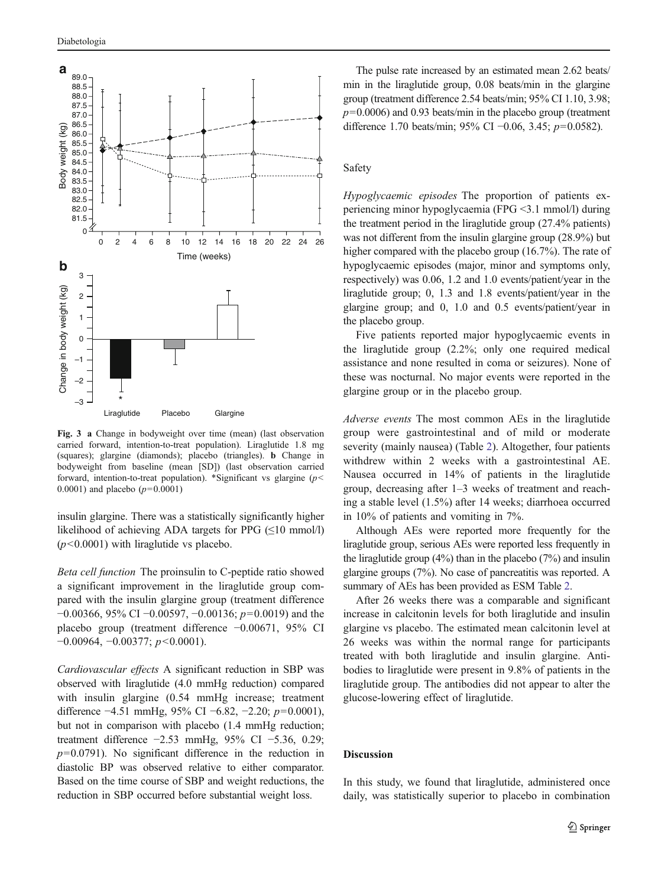Fig. 3 **a** Change in bodyweight over time (mean) (last observation carried forward, intention-to-treat population). Liraglutide 1.8 mg (squares); glargine (diamonds); placebo (triangles). **b** Change in bodyweight from baseline (mean [SD]) (last observation carried forward, intention-to-treat population). *Significant vs glargine ($p<0.0001$) and placebo ($p=0.0001$)

insulin glargine. There was a statistically significantly higher likelihood of achieving ADA targets for PPG (≤10 mmol/l) ($p<0.0001$) with liraglutide vs placebo.

*Beta cell function* The proinsulin to C-peptide ratio showed a significant improvement in the liraglutide group compared with the insulin glargine group (treatment difference −0.00366, 95% CI −0.00597, −0.00136; $p=0.0019$) and the placebo group (treatment difference −0.00671, 95% CI −0.00964, −0.00377; $p<0.0001$).

*Cardiovascular effects* A significant reduction in SBP was observed with liraglutide (4.0 mmHg reduction) compared with insulin glargine (0.54 mmHg increase; treatment difference −4.51 mmHg, 95% CI −6.82, −2.20; $p=0.0001$), but not in comparison with placebo (1.4 mmHg reduction; treatment difference −2.53 mmHg, 95% CI −5.36, 0.29; $p=0.0791$). No significant difference in the reduction in diastolic BP was observed relative to either comparator. Based on the time course of SBP and weight reductions, the reduction in SBP occurred before substantial weight loss.

The pulse rate increased by an estimated mean 2.62 beats/min in the liraglutide group, 0.08 beats/min in the glargine group (treatment difference 2.54 beats/min; 95% CI 1.10, 3.98; $p=0.0006$) and 0.93 beats/min in the placebo group (treatment difference 1.70 beats/min; 95% CI −0.06, 3.45; $p=0.0582$).

## Safety

*Hypoglycaemic episodes* The proportion of patients experiencing minor hypoglycaemia (FPG <3.1 mmol/l) during the treatment period in the liraglutide group (27.4% patients) was not different from the insulin glargine group (28.9%) but higher compared with the placebo group (16.7%). The rate of hypoglycaemic episodes (major, minor and symptoms only, respectively) was 0.06, 1.2 and 1.0 events/patient/year in the liraglutide group; 0, 1.3 and 1.8 events/patient/year in the glargine group; and 0, 1.0 and 0.5 events/patient/year in the placebo group.

Five patients reported major hypoglycaemic events in the liraglutide group (2.2%; only one required medical assistance and none resulted in coma or seizures). None of these was nocturnal. No major events were reported in the glargine group or in the placebo group.

*Adverse events* The most common AEs in the liraglutide group were gastrointestinal and of mild or moderate severity (mainly nausea) (Table 2). Altogether, four patients withdrew within 2 weeks with a gastrointestinal AE. Nausea occurred in 14% of patients in the liraglutide group, decreasing after 1–3 weeks of treatment and reaching a stable level (1.5%) after 14 weeks; diarrhoea occurred in 10% of patients and vomiting in 7%.

Although AEs were reported more frequently for the liraglutide group, serious AEs were reported less frequently in the liraglutide group (4%) than in the placebo (7%) and insulin glargine groups (7%). No case of pancreatitis was reported. A summary of AEs has been provided as ESM Table 2.

After 26 weeks there was a comparable and significant increase in calcitonin levels for both liraglutide and insulin glargine vs placebo. The estimated mean calcitonin level at 26 weeks was within the normal range for participants treated with both liraglutide and insulin glargine. Antibodies to liraglutide were present in 9.8% of patients in the liraglutide group. The antibodies did not appear to alter the glucose-lowering effect of liraglutide.

## Discussion

In this study, we found that liraglutide, administered once daily, was statistically superior to placebo in combination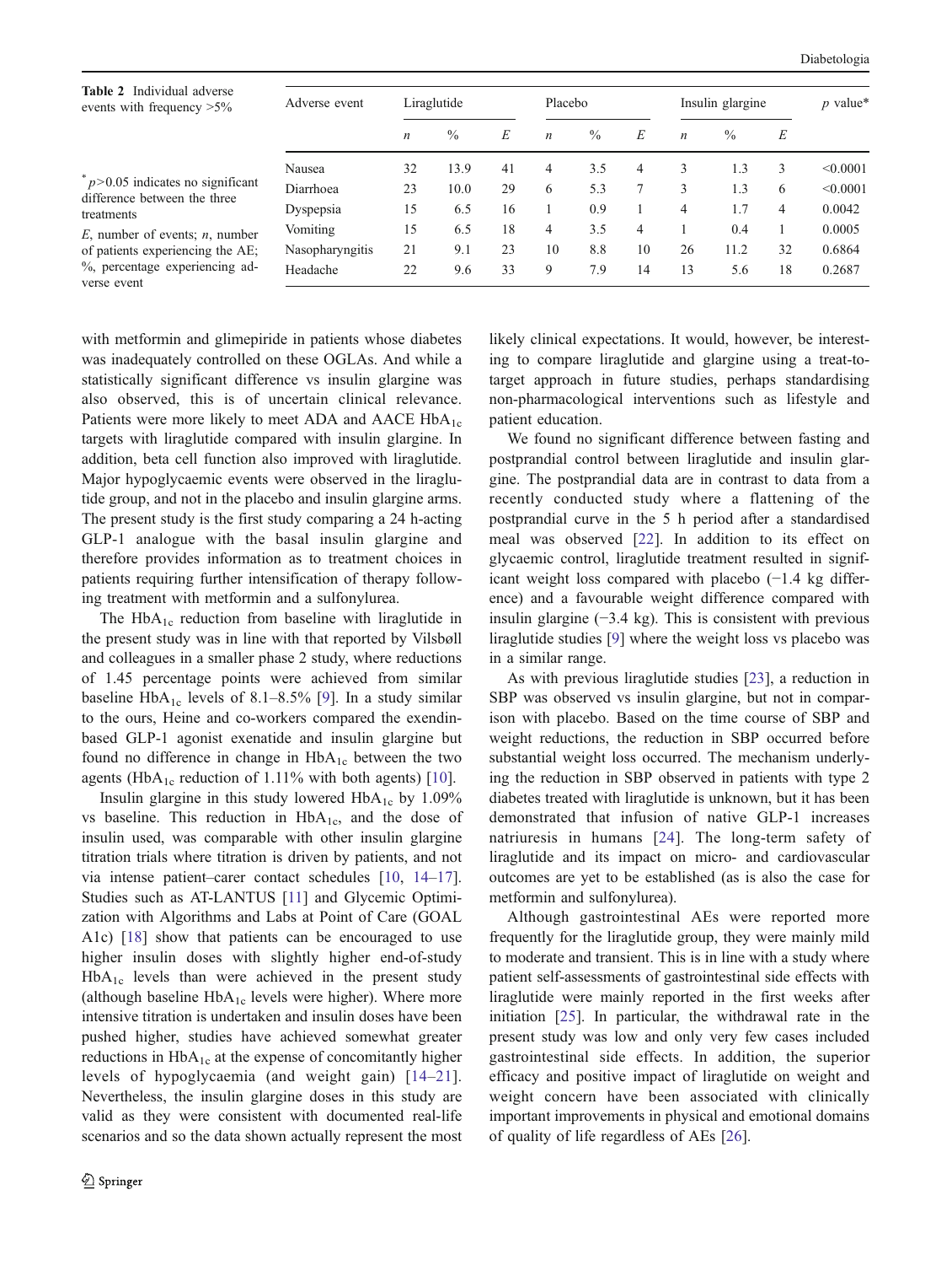**Table 2** Individual adverse events with frequency >5%

| Adverse event | Liraglutide | | | Placebo | | | Insulin glargine | | | $p$ value* |
|---|---|---|---|---|---|---|---|---|---|---|
| | $n$ | % | $E$ | $n$ | % | $E$ | $n$ | % | $E$ | |
| Nausea | 32 | 13.9 | 41 | 4 | 3.5 | 4 | 3 | 1.3 | 3 | <0.0001 |
| Diarrhoea | 23 | 10.0 | 29 | 6 | 5.3 | 7 | 3 | 1.3 | 6 | <0.0001 |
| Dyspepsia | 15 | 6.5 | 16 | 1 | 0.9 | 1 | 4 | 1.7 | 4 | 0.0042 |
| Vomiting | 15 | 6.5 | 18 | 4 | 3.5 | 4 | 1 | 0.4 | 1 | 0.0005 |
| Nasopharyngitis | 21 | 9.1 | 23 | 10 | 8.8 | 10 | 26 | 11.2 | 32 | 0.6864 |
| Headache | 22 | 9.6 | 33 | 9 | 7.9 | 14 | 13 | 5.6 | 18 | 0.2687 |

* $p>0.05$ indicates no significant difference between the three treatments

$E$, number of events; $n$, number of patients experiencing the AE; %, percentage experiencing adverse event

with metformin and glimepiride in patients whose diabetes was inadequately controlled on these OGLAs. And while a statistically significant difference vs insulin glargine was also observed, this is of uncertain clinical relevance. Patients were more likely to meet ADA and AACE $HbA_{1c}$ targets with liraglutide compared with insulin glargine. In addition, beta cell function also improved with liraglutide. Major hypoglycaemic events were observed in the liraglutide group, and not in the placebo and insulin glargine arms. The present study is the first study comparing a 24 h-acting GLP-1 analogue with the basal insulin glargine and therefore provides information as to treatment choices in patients requiring further intensification of therapy following treatment with metformin and a sulfonylurea.

The $HbA_{1c}$ reduction from baseline with liraglutide in the present study was in line with that reported by Vilsbøll and colleagues in a smaller phase 2 study, where reductions of 1.45 percentage points were achieved from similar baseline $HbA_{1c}$ levels of 8.1–8.5% [9]. In a study similar to the ours, Heine and co-workers compared the exendin-based GLP-1 agonist exenatide and insulin glargine but found no difference in change in $HbA_{1c}$ between the two agents ($HbA_{1c}$ reduction of 1.11% with both agents) [10].

Insulin glargine in this study lowered $HbA_{1c}$ by 1.09% vs baseline. This reduction in $HbA_{1c}$, and the dose of insulin used, was comparable with other insulin glargine titration trials where titration is driven by patients, and not via intense patient–carer contact schedules [10, 14–17]. Studies such as AT-LANTUS [11] and Glycemic Optimization with Algorithms and Labs at Point of Care (GOAL A1c) [18] show that patients can be encouraged to use higher insulin doses with slightly higher end-of-study $HbA_{1c}$ levels than were achieved in the present study (although baseline $HbA_{1c}$ levels were higher). Where more intensive titration is undertaken and insulin doses have been pushed higher, studies have achieved somewhat greater reductions in $HbA_{1c}$ at the expense of concomitantly higher levels of hypoglycaemia (and weight gain) [14–21]. Nevertheless, the insulin glargine doses in this study are valid as they were consistent with documented real-life scenarios and so the data shown actually represent the most likely clinical expectations. It would, however, be interesting to compare liraglutide and glargine using a treat-to-target approach in future studies, perhaps standardising non-pharmacological interventions such as lifestyle and patient education.

We found no significant difference between fasting and postprandial control between liraglutide and insulin glargine. The postprandial data are in contrast to data from a recently conducted study where a flattening of the postprandial curve in the 5 h period after a standardised meal was observed [22]. In addition to its effect on glycaemic control, liraglutide treatment resulted in significant weight loss compared with placebo (−1.4 kg difference) and a favourable weight difference compared with insulin glargine (−3.4 kg). This is consistent with previous liraglutide studies [9] where the weight loss vs placebo was in a similar range.

As with previous liraglutide studies [23], a reduction in SBP was observed vs insulin glargine, but not in comparison with placebo. Based on the time course of SBP and weight reductions, the reduction in SBP occurred before substantial weight loss occurred. The mechanism underlying the reduction in SBP observed in patients with type 2 diabetes treated with liraglutide is unknown, but it has been demonstrated that infusion of native GLP-1 increases natriuresis in humans [24]. The long-term safety of liraglutide and its impact on micro- and cardiovascular outcomes are yet to be established (as is also the case for metformin and sulfonylurea).

Although gastrointestinal AEs were reported more frequently for the liraglutide group, they were mainly mild to moderate and transient. This is in line with a study where patient self-assessments of gastrointestinal side effects with liraglutide were mainly reported in the first weeks after initiation [25]. In particular, the withdrawal rate in the present study was low and only very few cases included gastrointestinal side effects. In addition, the superior efficacy and positive impact of liraglutide on weight and weight concern have been associated with clinically important improvements in physical and emotional domains of quality of life regardless of AEs [26].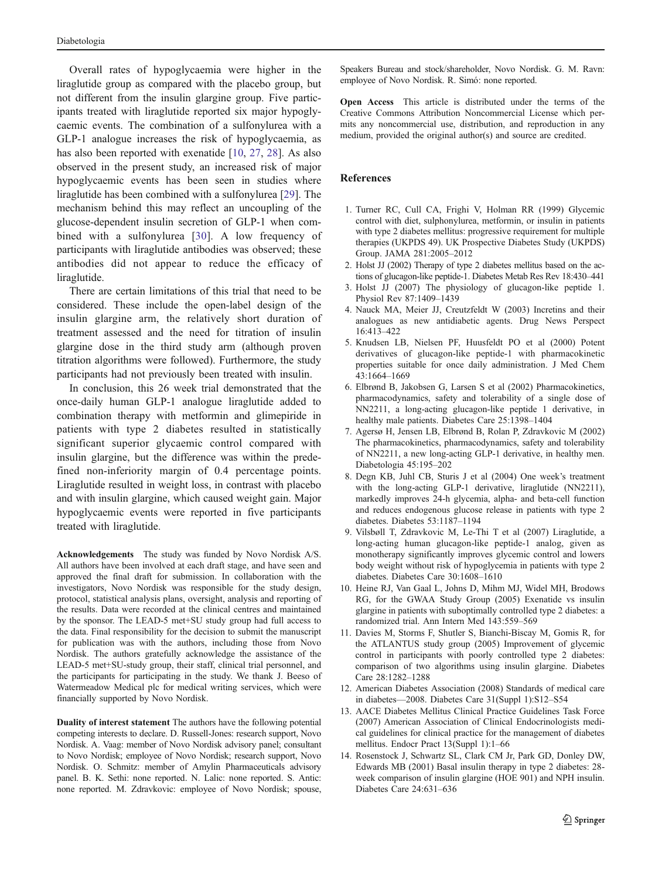Overall rates of hypoglycaemia were higher in the liraglutide group as compared with the placebo group, but not different from the insulin glargine group. Five participants treated with liraglutide reported six major hypoglycaemic events. The combination of a sulfonylurea with a GLP-1 analogue increases the risk of hypoglycaemia, as has also been reported with exenatide [10, 27, 28]. As also observed in the present study, an increased risk of major hypoglycaemic events has been seen in studies where liraglutide has been combined with a sulfonylurea [29]. The mechanism behind this may reflect an uncoupling of the glucose-dependent insulin secretion of GLP-1 when combined with a sulfonylurea [30]. A low frequency of participants with liraglutide antibodies was observed; these antibodies did not appear to reduce the efficacy of liraglutide.

There are certain limitations of this trial that need to be considered. These include the open-label design of the insulin glargine arm, the relatively short duration of treatment assessed and the need for titration of insulin glargine dose in the third study arm (although proven titration algorithms were followed). Furthermore, the study participants had not previously been treated with insulin.

In conclusion, this 26 week trial demonstrated that the once-daily human GLP-1 analogue liraglutide added to combination therapy with metformin and glimepiride in patients with type 2 diabetes resulted in statistically significant superior glycaemic control compared with insulin glargine, but the difference was within the predefined non-inferiority margin of 0.4 percentage points. Liraglutide resulted in weight loss, in contrast with placebo and with insulin glargine, which caused weight gain. Major hypoglycaemic events were reported in five participants treated with liraglutide.

**Acknowledgements** The study was funded by Novo Nordisk A/S. All authors have been involved at each draft stage, and have seen and approved the final draft for submission. In collaboration with the investigators, Novo Nordisk was responsible for the study design, protocol, statistical analysis plans, oversight, analysis and reporting of the results. Data were recorded at the clinical centres and maintained by the sponsor. The LEAD-5 met+SU study group had full access to the data. Final responsibility for the decision to submit the manuscript for publication was with the authors, including those from Novo Nordisk. The authors gratefully acknowledge the assistance of the LEAD-5 met+SU-study group, their staff, clinical trial personnel, and the participants for participating in the study. We thank J. Beeso of Watermeadow Medical plc for medical writing services, which were financially supported by Novo Nordisk.

**Duality of interest statement** The authors have the following potential competing interests to declare. D. Russell-Jones: research support, Novo Nordisk. A. Vaag: member of Novo Nordisk advisory panel; consultant to Novo Nordisk; employee of Novo Nordisk; research support, Novo Nordisk. O. Schmitz: member of Amylin Pharmaceuticals advisory panel. B. K. Sethi: none reported. N. Lalic: none reported. S. Antic: none reported. M. Zdravkovic: employee of Novo Nordisk; spouse, Speakers Bureau and stock/shareholder, Novo Nordisk. G. M. Ravn: employee of Novo Nordisk. R. Simó: none reported.

**Open Access** This article is distributed under the terms of the Creative Commons Attribution Noncommercial License which permits any noncommercial use, distribution, and reproduction in any medium, provided the original author(s) and source are credited.

## References

1. Turner RC, Cull CA, Frighi V, Holman RR (1999) Glycemic control with diet, sulphonylurea, metformin, or insulin in patients with type 2 diabetes mellitus: progressive requirement for multiple therapies (UKPDS 49). UK Prospective Diabetes Study (UKPDS) Group. JAMA 281:2005–2012
2. Holst JJ (2002) Therapy of type 2 diabetes mellitus based on the actions of glucagon-like peptide-1. Diabetes Metab Res Rev 18:430–441
3. Holst JJ (2007) The physiology of glucagon-like peptide 1. Physiol Rev 87:1409–1439
4. Nauck MA, Meier JJ, Creutzfeldt W (2003) Incretins and their analogues as new antidiabetic agents. Drug News Perspect 16:413–422
5. Knudsen LB, Nielsen PF, Huusfeldt PO et al (2000) Potent derivatives of glucagon-like peptide-1 with pharmacokinetic properties suitable for once daily administration. J Med Chem 43:1664–1669
6. Elbrønd B, Jakobsen G, Larsen S et al (2002) Pharmacokinetics, pharmacodynamics, safety and tolerability of a single dose of NN2211, a long-acting glucagon-like peptide 1 derivative, in healthy male patients. Diabetes Care 25:1398–1404
7. Agersø H, Jensen LB, Elbrønd B, Rolan P, Zdravkovic M (2002) The pharmacokinetics, pharmacodynamics, safety and tolerability of NN2211, a new long-acting GLP-1 derivative, in healthy men. Diabetologia 45:195–202
8. Degn KB, Juhl CB, Sturis J et al (2004) One week's treatment with the long-acting GLP-1 derivative, liraglutide (NN2211), markedly improves 24-h glycemia, alpha- and beta-cell function and reduces endogenous glucose release in patients with type 2 diabetes. Diabetes 53:1187–1194
9. Vilsbøll T, Zdravkovic M, Le-Thi T et al (2007) Liraglutide, a long-acting human glucagon-like peptide-1 analog, given as monotherapy significantly improves glycemic control and lowers body weight without risk of hypoglycemia in patients with type 2 diabetes. Diabetes Care 30:1608–1610
10. Heine RJ, Van Gaal L, Johns D, Mihm MJ, Widel MH, Brodows RG, for the GWAA Study Group (2005) Exenatide vs insulin glargine in patients with suboptimally controlled type 2 diabetes: a randomized trial. Ann Intern Med 143:559–569
11. Davies M, Storms F, Shutler S, Bianchi-Biscay M, Gomis R, for the ATLANTUS study group (2005) Improvement of glycemic control in participants with poorly controlled type 2 diabetes: comparison of two algorithms using insulin glargine. Diabetes Care 28:1282–1288
12. American Diabetes Association (2008) Standards of medical care in diabetes—2008. Diabetes Care 31(Suppl 1):S12–S54
13. AACE Diabetes Mellitus Clinical Practice Guidelines Task Force (2007) American Association of Clinical Endocrinologists medical guidelines for clinical practice for the management of diabetes mellitus. Endocr Pract 13(Suppl 1):1–66
14. Rosenstock J, Schwartz SL, Clark CM Jr, Park GD, Donley DW, Edwards MB (2001) Basal insulin therapy in type 2 diabetes: 28-week comparison of insulin glargine (HOE 901) and NPH insulin. Diabetes Care 24:631–636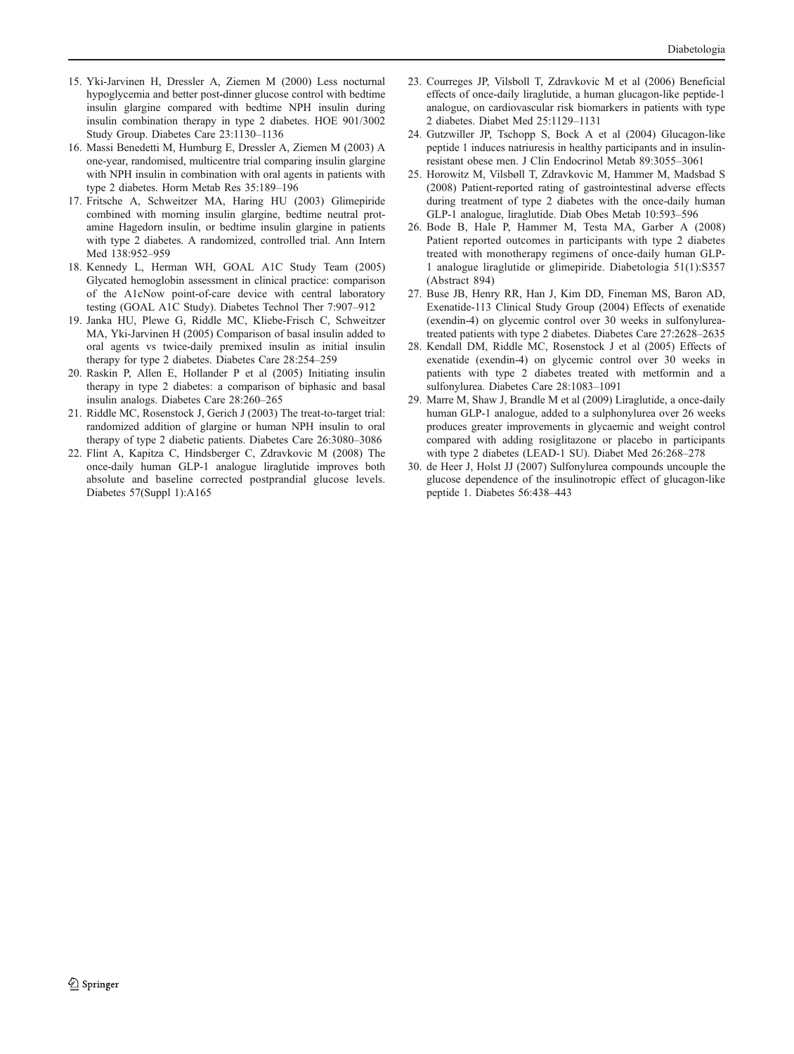15. Yki-Jarvinen H, Dressler A, Ziemen M (2000) Less nocturnal hypoglycemia and better post-dinner glucose control with bedtime insulin glargine compared with bedtime NPH insulin during insulin combination therapy in type 2 diabetes. HOE 901/3002 Study Group. Diabetes Care 23:1130–1136
16. Massi Benedetti M, Humburg E, Dressler A, Ziemen M (2003) A one-year, randomised, multicentre trial comparing insulin glargine with NPH insulin in combination with oral agents in patients with type 2 diabetes. Horm Metab Res 35:189–196
17. Fritsche A, Schweitzer MA, Haring HU (2003) Glimepiride combined with morning insulin glargine, bedtime neutral protamine Hagedorn insulin, or bedtime insulin glargine in patients with type 2 diabetes. A randomized, controlled trial. Ann Intern Med 138:952–959
18. Kennedy L, Herman WH, GOAL A1C Study Team (2005) Glycated hemoglobin assessment in clinical practice: comparison of the A1cNow point-of-care device with central laboratory testing (GOAL A1C Study). Diabetes Technol Ther 7:907–912
19. Janka HU, Plewe G, Riddle MC, Kliebe-Frisch C, Schweitzer MA, Yki-Jarvinen H (2005) Comparison of basal insulin added to oral agents vs twice-daily premixed insulin as initial insulin therapy for type 2 diabetes. Diabetes Care 28:254–259
20. Raskin P, Allen E, Hollander P et al (2005) Initiating insulin therapy in type 2 diabetes: a comparison of biphasic and basal insulin analogs. Diabetes Care 28:260–265
21. Riddle MC, Rosenstock J, Gerich J (2003) The treat-to-target trial: randomized addition of glargine or human NPH insulin to oral therapy of type 2 diabetic patients. Diabetes Care 26:3080–3086
22. Flint A, Kapitza C, Hindsberger C, Zdravkovic M (2008) The once-daily human GLP-1 analogue liraglutide improves both absolute and baseline corrected postprandial glucose levels. Diabetes 57(Suppl 1):A165
23. Courreges JP, Vilsboll T, Zdravkovic M et al (2006) Beneficial effects of once-daily liraglutide, a human glucagon-like peptide-1 analogue, on cardiovascular risk biomarkers in patients with type 2 diabetes. Diabet Med 25:1129–1131
24. Gutzwiller JP, Tschopp S, Bock A et al (2004) Glucagon-like peptide 1 induces natriuresis in healthy participants and in insulin-resistant obese men. J Clin Endocrinol Metab 89:3055–3061
25. Horowitz M, Vilsbøll T, Zdravkovic M, Hammer M, Madsbad S (2008) Patient-reported rating of gastrointestinal adverse effects during treatment of type 2 diabetes with the once-daily human GLP-1 analogue, liraglutide. Diab Obes Metab 10:593–596
26. Bode B, Hale P, Hammer M, Testa MA, Garber A (2008) Patient reported outcomes in participants with type 2 diabetes treated with monotherapy regimens of once-daily human GLP-1 analogue liraglutide or glimepiride. Diabetologia 51(1):S357 (Abstract 894)
27. Buse JB, Henry RR, Han J, Kim DD, Fineman MS, Baron AD, Exenatide-113 Clinical Study Group (2004) Effects of exenatide (exendin-4) on glycemic control over 30 weeks in sulfonylurea-treated patients with type 2 diabetes. Diabetes Care 27:2628–2635
28. Kendall DM, Riddle MC, Rosenstock J et al (2005) Effects of exenatide (exendin-4) on glycemic control over 30 weeks in patients with type 2 diabetes treated with metformin and a sulfonylurea. Diabetes Care 28:1083–1091
29. Marre M, Shaw J, Brandle M et al (2009) Liraglutide, a once-daily human GLP-1 analogue, added to a sulphonylurea over 26 weeks produces greater improvements in glycaemic and weight control compared with adding rosiglitazone or placebo in participants with type 2 diabetes (LEAD-1 SU). Diabet Med 26:268–278
30. de Heer J, Holst JJ (2007) Sulfonylurea compounds uncouple the glucose dependence of the insulinotropic effect of glucagon-like peptide 1. Diabetes 56:438–443